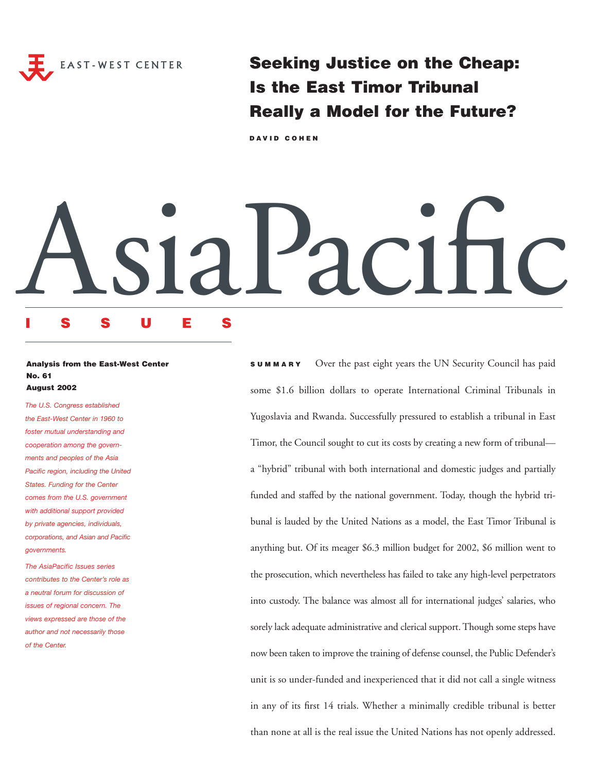EAST-WEST CENTER

# Seeking Justice on the Cheap: Is the East Timor Tribunal Really a Model for the Future?

**DAVID COHEN**

# AsiaPacific

**I S S U E S**

**Analysis from the East-West Center**
**No. 61**
**August 2002**

*The U.S. Congress established the East-West Center in 1960 to foster mutual understanding and cooperation among the governments and peoples of the Asia Pacific region, including the United States. Funding for the Center comes from the U.S. government with additional support provided by private agencies, individuals, corporations, and Asian and Pacific governments.*

*The AsiaPacific Issues series contributes to the Center's role as a neutral forum for discussion of issues of regional concern. The views expressed are those of the author and not necessarily those of the Center.*

**SUMMARY** Over the past eight years the UN Security Council has paid some $1.6 billion dollars to operate International Criminal Tribunals in Yugoslavia and Rwanda. Successfully pressured to establish a tribunal in East Timor, the Council sought to cut its costs by creating a new form of tribunal—a "hybrid" tribunal with both international and domestic judges and partially funded and staffed by the national government. Today, though the hybrid tribunal is lauded by the United Nations as a model, the East Timor Tribunal is anything but. Of its meager $6.3 million budget for 2002, $6 million went to the prosecution, which nevertheless has failed to take any high-level perpetrators into custody. The balance was almost all for international judges' salaries, who sorely lack adequate administrative and clerical support. Though some steps have now been taken to improve the training of defense counsel, the Public Defender's unit is so under-funded and inexperienced that it did not call a single witness in any of its first 14 trials. Whether a minimally credible tribunal is better than none at all is the real issue the United Nations has not openly addressed.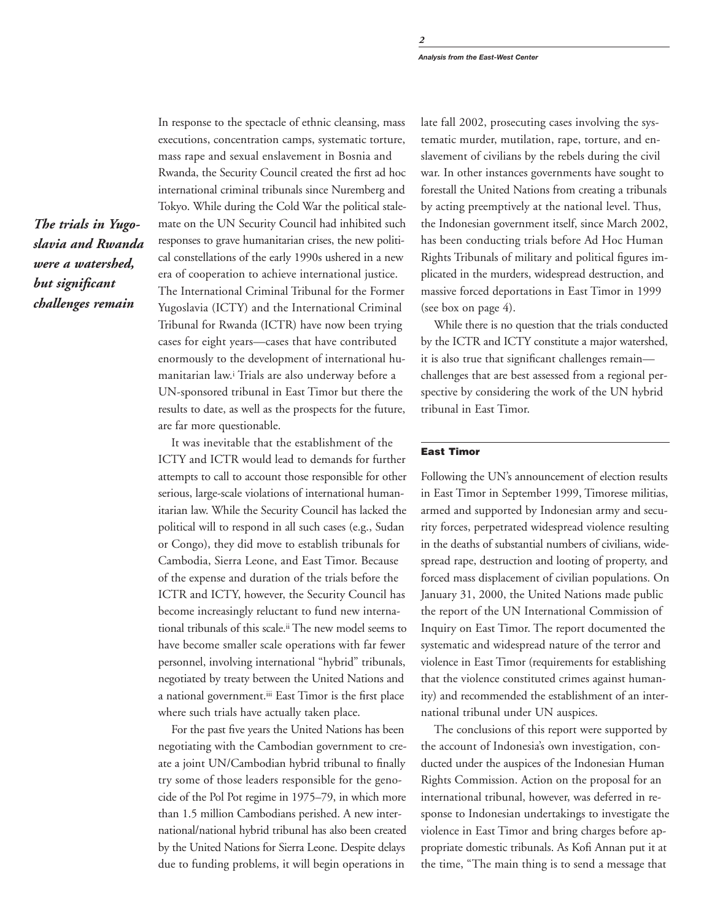*The trials in Yugoslavia and Rwanda were a watershed, but significant challenges remain*

In response to the spectacle of ethnic cleansing, mass executions, concentration camps, systematic torture, mass rape and sexual enslavement in Bosnia and Rwanda, the Security Council created the first ad hoc international criminal tribunals since Nuremberg and Tokyo. While during the Cold War the political stalemate on the UN Security Council had inhibited such responses to grave humanitarian crises, the new political constellations of the early 1990s ushered in a new era of cooperation to achieve international justice. The International Criminal Tribunal for the Former Yugoslavia (ICTY) and the International Criminal Tribunal for Rwanda (ICTR) have now been trying cases for eight years—cases that have contributed enormously to the development of international humanitarian law.[i] Trials are also underway before a UN-sponsored tribunal in East Timor but there the results to date, as well as the prospects for the future, are far more questionable.

It was inevitable that the establishment of the ICTY and ICTR would lead to demands for further attempts to call to account those responsible for other serious, large-scale violations of international humanitarian law. While the Security Council has lacked the political will to respond in all such cases (e.g., Sudan or Congo), they did move to establish tribunals for Cambodia, Sierra Leone, and East Timor. Because of the expense and duration of the trials before the ICTR and ICTY, however, the Security Council has become increasingly reluctant to fund new international tribunals of this scale.[ii] The new model seems to have become smaller scale operations with far fewer personnel, involving international "hybrid" tribunals, negotiated by treaty between the United Nations and a national government.[iii] East Timor is the first place where such trials have actually taken place.

For the past five years the United Nations has been negotiating with the Cambodian government to create a joint UN/Cambodian hybrid tribunal to finally try some of those leaders responsible for the genocide of the Pol Pot regime in 1975–79, in which more than 1.5 million Cambodians perished. A new international/national hybrid tribunal has also been created by the United Nations for Sierra Leone. Despite delays due to funding problems, it will begin operations in late fall 2002, prosecuting cases involving the systematic murder, mutilation, rape, torture, and enslavement of civilians by the rebels during the civil war. In other instances governments have sought to forestall the United Nations from creating a tribunals by acting preemptively at the national level. Thus, the Indonesian government itself, since March 2002, has been conducting trials before Ad Hoc Human Rights Tribunals of military and political figures implicated in the murders, widespread destruction, and massive forced deportations in East Timor in 1999 (see box on page 4).

While there is no question that the trials conducted by the ICTR and ICTY constitute a major watershed, it is also true that significant challenges remain—challenges that are best assessed from a regional perspective by considering the work of the UN hybrid tribunal in East Timor.

## East Timor

Following the UN's announcement of election results in East Timor in September 1999, Timorese militias, armed and supported by Indonesian army and security forces, perpetrated widespread violence resulting in the deaths of substantial numbers of civilians, widespread rape, destruction and looting of property, and forced mass displacement of civilian populations. On January 31, 2000, the United Nations made public the report of the UN International Commission of Inquiry on East Timor. The report documented the systematic and widespread nature of the terror and violence in East Timor (requirements for establishing that the violence constituted crimes against humanity) and recommended the establishment of an international tribunal under UN auspices.

The conclusions of this report were supported by the account of Indonesia's own investigation, conducted under the auspices of the Indonesian Human Rights Commission. Action on the proposal for an international tribunal, however, was deferred in response to Indonesian undertakings to investigate the violence in East Timor and bring charges before appropriate domestic tribunals. As Kofi Annan put it at the time, "The main thing is to send a message that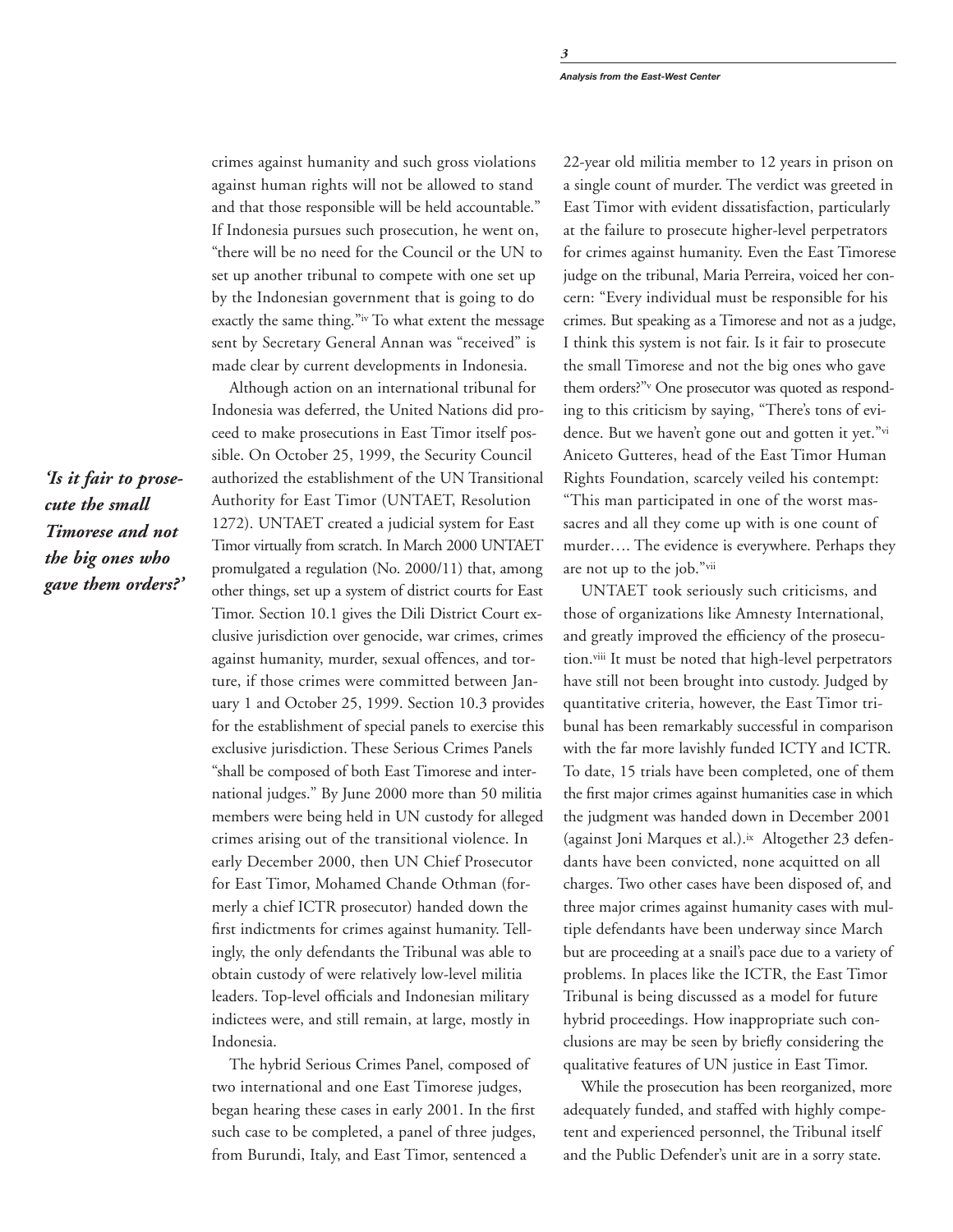crimes against humanity and such gross violations against human rights will not be allowed to stand and that those responsible will be held accountable." If Indonesia pursues such prosecution, he went on, "there will be no need for the Council or the UN to set up another tribunal to compete with one set up by the Indonesian government that is going to do exactly the same thing."[iv] To what extent the message sent by Secretary General Annan was "received" is made clear by current developments in Indonesia.

Although action on an international tribunal for Indonesia was deferred, the United Nations did proceed to make prosecutions in East Timor itself possible. On October 25, 1999, the Security Council authorized the establishment of the UN Transitional Authority for East Timor (UNTAET, Resolution 1272). UNTAET created a judicial system for East Timor virtually from scratch. In March 2000 UNTAET promulgated a regulation (No. 2000/11) that, among other things, set up a system of district courts for East Timor. Section 10.1 gives the Dili District Court exclusive jurisdiction over genocide, war crimes, crimes against humanity, murder, sexual offences, and torture, if those crimes were committed between January 1 and October 25, 1999. Section 10.3 provides for the establishment of special panels to exercise this exclusive jurisdiction. These Serious Crimes Panels "shall be composed of both East Timorese and international judges." By June 2000 more than 50 militia members were being held in UN custody for alleged crimes arising out of the transitional violence. In early December 2000, then UN Chief Prosecutor for East Timor, Mohamed Chande Othman (formerly a chief ICTR prosecutor) handed down the first indictments for crimes against humanity. Tellingly, the only defendants the Tribunal was able to obtain custody of were relatively low-level militia leaders. Top-level officials and Indonesian military indictees were, and still remain, at large, mostly in Indonesia.

*'Is it fair to prosecute the small Timorese and not the big ones who gave them orders?'*

The hybrid Serious Crimes Panel, composed of two international and one East Timorese judges, began hearing these cases in early 2001. In the first such case to be completed, a panel of three judges, from Burundi, Italy, and East Timor, sentenced a 22-year old militia member to 12 years in prison on a single count of murder. The verdict was greeted in East Timor with evident dissatisfaction, particularly at the failure to prosecute higher-level perpetrators for crimes against humanity. Even the East Timorese judge on the tribunal, Maria Perreira, voiced her concern: "Every individual must be responsible for his crimes. But speaking as a Timorese and not as a judge, I think this system is not fair. Is it fair to prosecute the small Timorese and not the big ones who gave them orders?"[v] One prosecutor was quoted as responding to this criticism by saying, "There's tons of evidence. But we haven't gone out and gotten it yet."[vi] Aniceto Gutteres, head of the East Timor Human Rights Foundation, scarcely veiled his contempt: "This man participated in one of the worst massacres and all they come up with is one count of murder…. The evidence is everywhere. Perhaps they are not up to the job."[vii]

UNTAET took seriously such criticisms, and those of organizations like Amnesty International, and greatly improved the efficiency of the prosecution.[viii] It must be noted that high-level perpetrators have still not been brought into custody. Judged by quantitative criteria, however, the East Timor tribunal has been remarkably successful in comparison with the far more lavishly funded ICTY and ICTR. To date, 15 trials have been completed, one of them the first major crimes against humanities case in which the judgment was handed down in December 2001 (against Joni Marques et al.).[ix] Altogether 23 defendants have been convicted, none acquitted on all charges. Two other cases have been disposed of, and three major crimes against humanity cases with multiple defendants have been underway since March but are proceeding at a snail's pace due to a variety of problems. In places like the ICTR, the East Timor Tribunal is being discussed as a model for future hybrid proceedings. How inappropriate such conclusions are may be seen by briefly considering the qualitative features of UN justice in East Timor.

While the prosecution has been reorganized, more adequately funded, and staffed with highly competent and experienced personnel, the Tribunal itself and the Public Defender's unit are in a sorry state.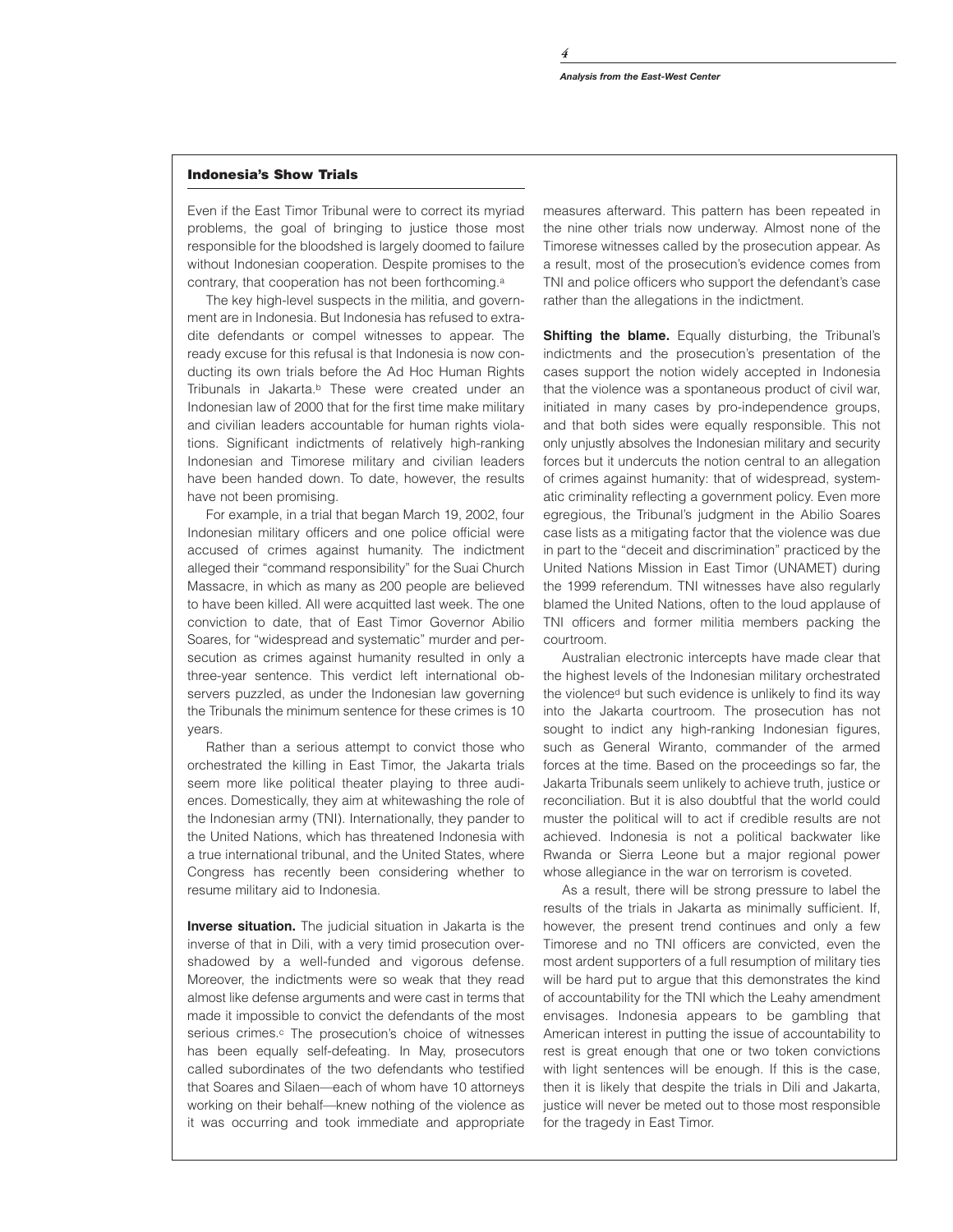## Indonesia's Show Trials

Even if the East Timor Tribunal were to correct its myriad problems, the goal of bringing to justice those most responsible for the bloodshed is largely doomed to failure without Indonesian cooperation. Despite promises to the contrary, that cooperation has not been forthcoming.[a]

The key high-level suspects in the militia, and government are in Indonesia. But Indonesia has refused to extradite defendants or compel witnesses to appear. The ready excuse for this refusal is that Indonesia is now conducting its own trials before the Ad Hoc Human Rights Tribunals in Jakarta.[b] These were created under an Indonesian law of 2000 that for the first time make military and civilian leaders accountable for human rights violations. Significant indictments of relatively high-ranking Indonesian and Timorese military and civilian leaders have been handed down. To date, however, the results have not been promising.

For example, in a trial that began March 19, 2002, four Indonesian military officers and one police official were accused of crimes against humanity. The indictment alleged their "command responsibility" for the Suai Church Massacre, in which as many as 200 people are believed to have been killed. All were acquitted last week. The one conviction to date, that of East Timor Governor Abilio Soares, for "widespread and systematic" murder and persecution as crimes against humanity resulted in only a three-year sentence. This verdict left international observers puzzled, as under the Indonesian law governing the Tribunals the minimum sentence for these crimes is 10 years.

Rather than a serious attempt to convict those who orchestrated the killing in East Timor, the Jakarta trials seem more like political theater playing to three audiences. Domestically, they aim at whitewashing the role of the Indonesian army (TNI). Internationally, they pander to the United Nations, which has threatened Indonesia with a true international tribunal, and the United States, where Congress has recently been considering whether to resume military aid to Indonesia.

**Inverse situation.** The judicial situation in Jakarta is the inverse of that in Dili, with a very timid prosecution overshadowed by a well-funded and vigorous defense. Moreover, the indictments were so weak that they read almost like defense arguments and were cast in terms that made it impossible to convict the defendants of the most serious crimes.[c] The prosecution's choice of witnesses has been equally self-defeating. In May, prosecutors called subordinates of the two defendants who testified that Soares and Silaen—each of whom have 10 attorneys working on their behalf—knew nothing of the violence as it was occurring and took immediate and appropriate measures afterward. This pattern has been repeated in the nine other trials now underway. Almost none of the Timorese witnesses called by the prosecution appear. As a result, most of the prosecution's evidence comes from TNI and police officers who support the defendant's case rather than the allegations in the indictment.

**Shifting the blame.** Equally disturbing, the Tribunal's indictments and the prosecution's presentation of the cases support the notion widely accepted in Indonesia that the violence was a spontaneous product of civil war, initiated in many cases by pro-independence groups, and that both sides were equally responsible. This not only unjustly absolves the Indonesian military and security forces but it undercuts the notion central to an allegation of crimes against humanity: that of widespread, systematic criminality reflecting a government policy. Even more egregious, the Tribunal's judgment in the Abilio Soares case lists as a mitigating factor that the violence was due in part to the "deceit and discrimination" practiced by the United Nations Mission in East Timor (UNAMET) during the 1999 referendum. TNI witnesses have also regularly blamed the United Nations, often to the loud applause of TNI officers and former militia members packing the courtroom.

Australian electronic intercepts have made clear that the highest levels of the Indonesian military orchestrated the violence[d] but such evidence is unlikely to find its way into the Jakarta courtroom. The prosecution has not sought to indict any high-ranking Indonesian figures, such as General Wiranto, commander of the armed forces at the time. Based on the proceedings so far, the Jakarta Tribunals seem unlikely to achieve truth, justice or reconciliation. But it is also doubtful that the world could muster the political will to act if credible results are not achieved. Indonesia is not a political backwater like Rwanda or Sierra Leone but a major regional power whose allegiance in the war on terrorism is coveted.

As a result, there will be strong pressure to label the results of the trials in Jakarta as minimally sufficient. If, however, the present trend continues and only a few Timorese and no TNI officers are convicted, even the most ardent supporters of a full resumption of military ties will be hard put to argue that this demonstrates the kind of accountability for the TNI which the Leahy amendment envisages. Indonesia appears to be gambling that American interest in putting the issue of accountability to rest is great enough that one or two token convictions with light sentences will be enough. If this is the case, then it is likely that despite the trials in Dili and Jakarta, justice will never be meted out to those most responsible for the tragedy in East Timor.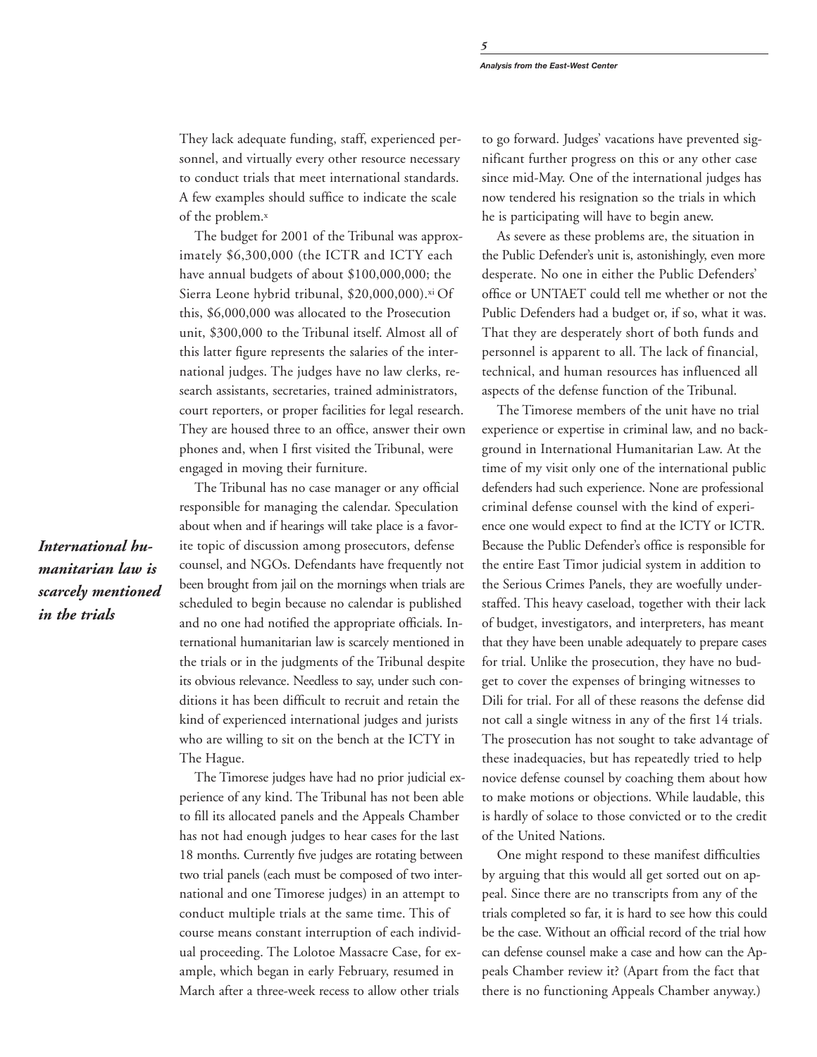They lack adequate funding, staff, experienced personnel, and virtually every other resource necessary to conduct trials that meet international standards. A few examples should suffice to indicate the scale of the problem.[x]

The budget for 2001 of the Tribunal was approximately $6,300,000 (the ICTR and ICTY each have annual budgets of about $100,000,000; the Sierra Leone hybrid tribunal, $20,000,000).[xi] Of this, $6,000,000 was allocated to the Prosecution unit, $300,000 to the Tribunal itself. Almost all of this latter figure represents the salaries of the international judges. The judges have no law clerks, research assistants, secretaries, trained administrators, court reporters, or proper facilities for legal research. They are housed three to an office, answer their own phones and, when I first visited the Tribunal, were engaged in moving their furniture.

The Tribunal has no case manager or any official responsible for managing the calendar. Speculation about when and if hearings will take place is a favorite topic of discussion among prosecutors, defense counsel, and NGOs. Defendants have frequently not been brought from jail on the mornings when trials are scheduled to begin because no calendar is published and no one had notified the appropriate officials. International humanitarian law is scarcely mentioned in the trials or in the judgments of the Tribunal despite its obvious relevance. Needless to say, under such conditions it has been difficult to recruit and retain the kind of experienced international judges and jurists who are willing to sit on the bench at the ICTY in The Hague.

***International humanitarian law is scarcely mentioned in the trials***

The Timorese judges have had no prior judicial experience of any kind. The Tribunal has not been able to fill its allocated panels and the Appeals Chamber has not had enough judges to hear cases for the last 18 months. Currently five judges are rotating between two trial panels (each must be composed of two international and one Timorese judges) in an attempt to conduct multiple trials at the same time. This of course means constant interruption of each individual proceeding. The Lolotoe Massacre Case, for example, which began in early February, resumed in March after a three-week recess to allow other trials to go forward. Judges' vacations have prevented significant further progress on this or any other case since mid-May. One of the international judges has now tendered his resignation so the trials in which he is participating will have to begin anew.

As severe as these problems are, the situation in the Public Defender's unit is, astonishingly, even more desperate. No one in either the Public Defenders' office or UNTAET could tell me whether or not the Public Defenders had a budget or, if so, what it was. That they are desperately short of both funds and personnel is apparent to all. The lack of financial, technical, and human resources has influenced all aspects of the defense function of the Tribunal.

The Timorese members of the unit have no trial experience or expertise in criminal law, and no background in International Humanitarian Law. At the time of my visit only one of the international public defenders had such experience. None are professional criminal defense counsel with the kind of experience one would expect to find at the ICTY or ICTR. Because the Public Defender's office is responsible for the entire East Timor judicial system in addition to the Serious Crimes Panels, they are woefully understaffed. This heavy caseload, together with their lack of budget, investigators, and interpreters, has meant that they have been unable adequately to prepare cases for trial. Unlike the prosecution, they have no budget to cover the expenses of bringing witnesses to Dili for trial. For all of these reasons the defense did not call a single witness in any of the first 14 trials. The prosecution has not sought to take advantage of these inadequacies, but has repeatedly tried to help novice defense counsel by coaching them about how to make motions or objections. While laudable, this is hardly of solace to those convicted or to the credit of the United Nations.

One might respond to these manifest difficulties by arguing that this would all get sorted out on appeal. Since there are no transcripts from any of the trials completed so far, it is hard to see how this could be the case. Without an official record of the trial how can defense counsel make a case and how can the Appeals Chamber review it? (Apart from the fact that there is no functioning Appeals Chamber anyway.)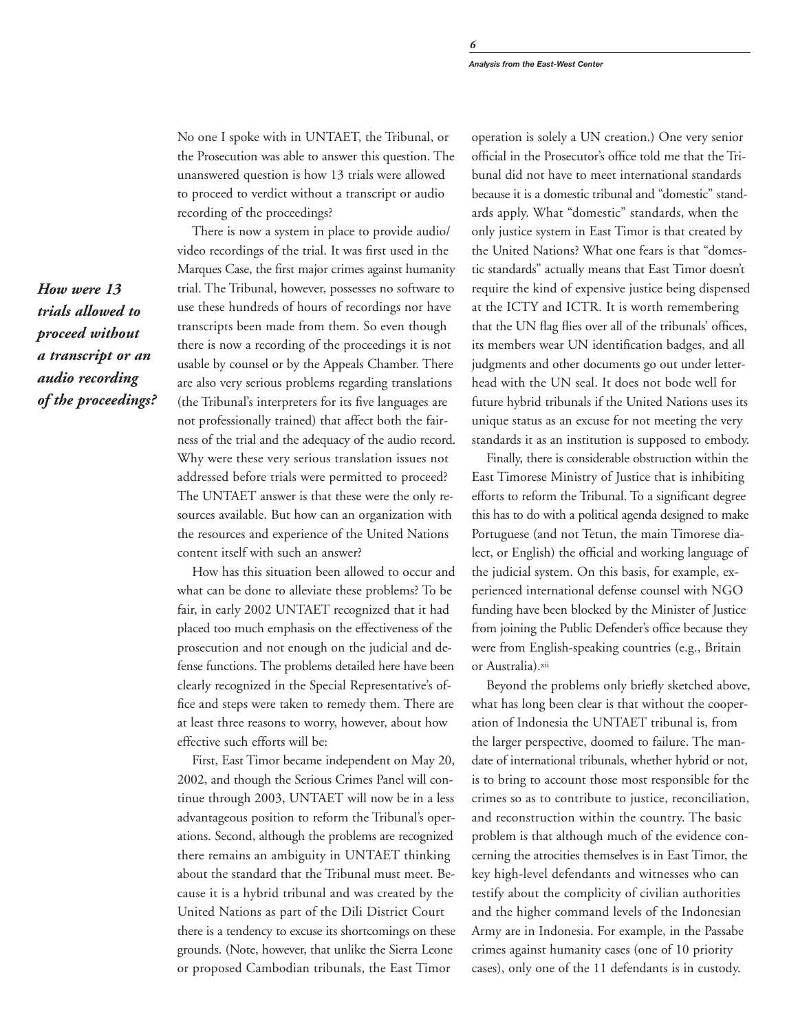No one I spoke with in UNTAET, the Tribunal, or the Prosecution was able to answer this question. The unanswered question is how 13 trials were allowed to proceed to verdict without a transcript or audio recording of the proceedings?

There is now a system in place to provide audio/video recordings of the trial. It was first used in the Marques Case, the first major crimes against humanity trial. The Tribunal, however, possesses no software to use these hundreds of hours of recordings nor have transcripts been made from them. So even though there is now a recording of the proceedings it is not usable by counsel or by the Appeals Chamber. There are also very serious problems regarding translations (the Tribunal's interpreters for its five languages are not professionally trained) that affect both the fairness of the trial and the adequacy of the audio record. Why were these very serious translation issues not addressed before trials were permitted to proceed? The UNTAET answer is that these were the only resources available. But how can an organization with the resources and experience of the United Nations content itself with such an answer?

***How were 13 trials allowed to proceed without a transcript or an audio recording of the proceedings?***

How has this situation been allowed to occur and what can be done to alleviate these problems? To be fair, in early 2002 UNTAET recognized that it had placed too much emphasis on the effectiveness of the prosecution and not enough on the judicial and defense functions. The problems detailed here have been clearly recognized in the Special Representative's office and steps were taken to remedy them. There are at least three reasons to worry, however, about how effective such efforts will be:

First, East Timor became independent on May 20, 2002, and though the Serious Crimes Panel will continue through 2003, UNTAET will now be in a less advantageous position to reform the Tribunal's operations. Second, although the problems are recognized there remains an ambiguity in UNTAET thinking about the standard that the Tribunal must meet. Because it is a hybrid tribunal and was created by the United Nations as part of the Dili District Court there is a tendency to excuse its shortcomings on these grounds. (Note, however, that unlike the Sierra Leone or proposed Cambodian tribunals, the East Timor operation is solely a UN creation.) One very senior official in the Prosecutor's office told me that the Tribunal did not have to meet international standards because it is a domestic tribunal and "domestic" standards apply. What "domestic" standards, when the only justice system in East Timor is that created by the United Nations? What one fears is that "domestic standards" actually means that East Timor doesn't require the kind of expensive justice being dispensed at the ICTY and ICTR. It is worth remembering that the UN flag flies over all of the tribunals' offices, its members wear UN identification badges, and all judgments and other documents go out under letterhead with the UN seal. It does not bode well for future hybrid tribunals if the United Nations uses its unique status as an excuse for not meeting the very standards it as an institution is supposed to embody.

Finally, there is considerable obstruction within the East Timorese Ministry of Justice that is inhibiting efforts to reform the Tribunal. To a significant degree this has to do with a political agenda designed to make Portuguese (and not Tetun, the main Timorese dialect, or English) the official and working language of the judicial system. On this basis, for example, experienced international defense counsel with NGO funding have been blocked by the Minister of Justice from joining the Public Defender's office because they were from English-speaking countries (e.g., Britain or Australia).[xii]

Beyond the problems only briefly sketched above, what has long been clear is that without the cooperation of Indonesia the UNTAET tribunal is, from the larger perspective, doomed to failure. The mandate of international tribunals, whether hybrid or not, is to bring to account those most responsible for the crimes so as to contribute to justice, reconciliation, and reconstruction within the country. The basic problem is that although much of the evidence concerning the atrocities themselves is in East Timor, the key high-level defendants and witnesses who can testify about the complicity of civilian authorities and the higher command levels of the Indonesian Army are in Indonesia. For example, in the Passabe crimes against humanity cases (one of 10 priority cases), only one of the 11 defendants is in custody.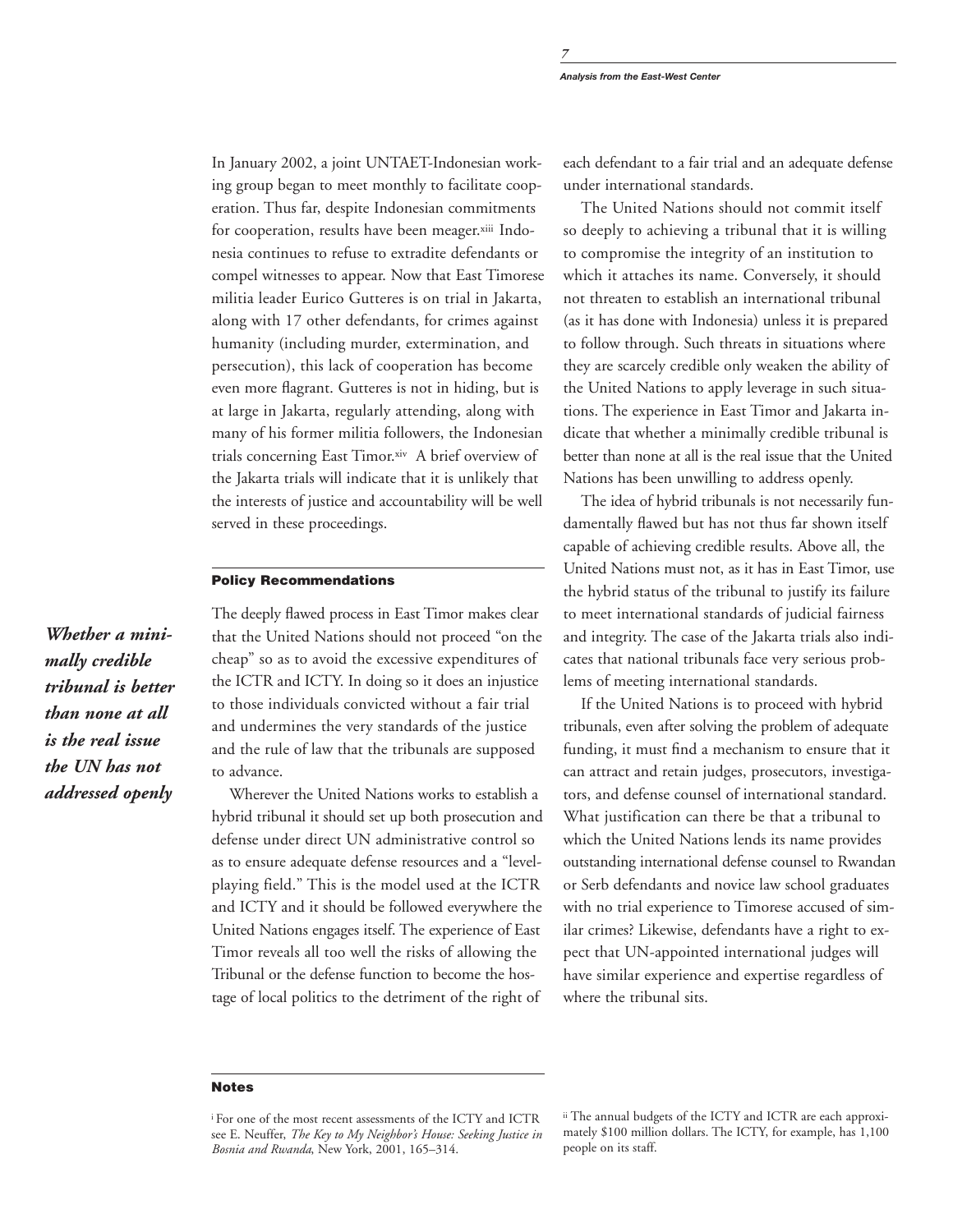In January 2002, a joint UNTAET-Indonesian working group began to meet monthly to facilitate cooperation. Thus far, despite Indonesian commitments for cooperation, results have been meager.[xiii] Indonesia continues to refuse to extradite defendants or compel witnesses to appear. Now that East Timorese militia leader Eurico Gutteres is on trial in Jakarta, along with 17 other defendants, for crimes against humanity (including murder, extermination, and persecution), this lack of cooperation has become even more flagrant. Gutteres is not in hiding, but is at large in Jakarta, regularly attending, along with many of his former militia followers, the Indonesian trials concerning East Timor.[xiv] A brief overview of the Jakarta trials will indicate that it is unlikely that the interests of justice and accountability will be well served in these proceedings.

## Policy Recommendations

*Whether a minimally credible tribunal is better than none at all is the real issue the UN has not addressed openly*

The deeply flawed process in East Timor makes clear that the United Nations should not proceed "on the cheap" so as to avoid the excessive expenditures of the ICTR and ICTY. In doing so it does an injustice to those individuals convicted without a fair trial and undermines the very standards of the justice and the rule of law that the tribunals are supposed to advance.

Wherever the United Nations works to establish a hybrid tribunal it should set up both prosecution and defense under direct UN administrative control so as to ensure adequate defense resources and a "level-playing field." This is the model used at the ICTR and ICTY and it should be followed everywhere the United Nations engages itself. The experience of East Timor reveals all too well the risks of allowing the Tribunal or the defense function to become the hostage of local politics to the detriment of the right of each defendant to a fair trial and an adequate defense under international standards.

The United Nations should not commit itself so deeply to achieving a tribunal that it is willing to compromise the integrity of an institution to which it attaches its name. Conversely, it should not threaten to establish an international tribunal (as it has done with Indonesia) unless it is prepared to follow through. Such threats in situations where they are scarcely credible only weaken the ability of the United Nations to apply leverage in such situations. The experience in East Timor and Jakarta indicate that whether a minimally credible tribunal is better than none at all is the real issue that the United Nations has been unwilling to address openly.

The idea of hybrid tribunals is not necessarily fundamentally flawed but has not thus far shown itself capable of achieving credible results. Above all, the United Nations must not, as it has in East Timor, use the hybrid status of the tribunal to justify its failure to meet international standards of judicial fairness and integrity. The case of the Jakarta trials also indicates that national tribunals face very serious problems of meeting international standards.

If the United Nations is to proceed with hybrid tribunals, even after solving the problem of adequate funding, it must find a mechanism to ensure that it can attract and retain judges, prosecutors, investigators, and defense counsel of international standard. What justification can there be that a tribunal to which the United Nations lends its name provides outstanding international defense counsel to Rwandan or Serb defendants and novice law school graduates with no trial experience to Timorese accused of similar crimes? Likewise, defendants have a right to expect that UN-appointed international judges will have similar experience and expertise regardless of where the tribunal sits.

## Notes

[i] For one of the most recent assessments of the ICTY and ICTR see E. Neuffer, *The Key to My Neighbor's House: Seeking Justice in Bosnia and Rwanda*, New York, 2001, 165–314.

[ii] The annual budgets of the ICTY and ICTR are each approximately $100 million dollars. The ICTY, for example, has 1,100 people on its staff.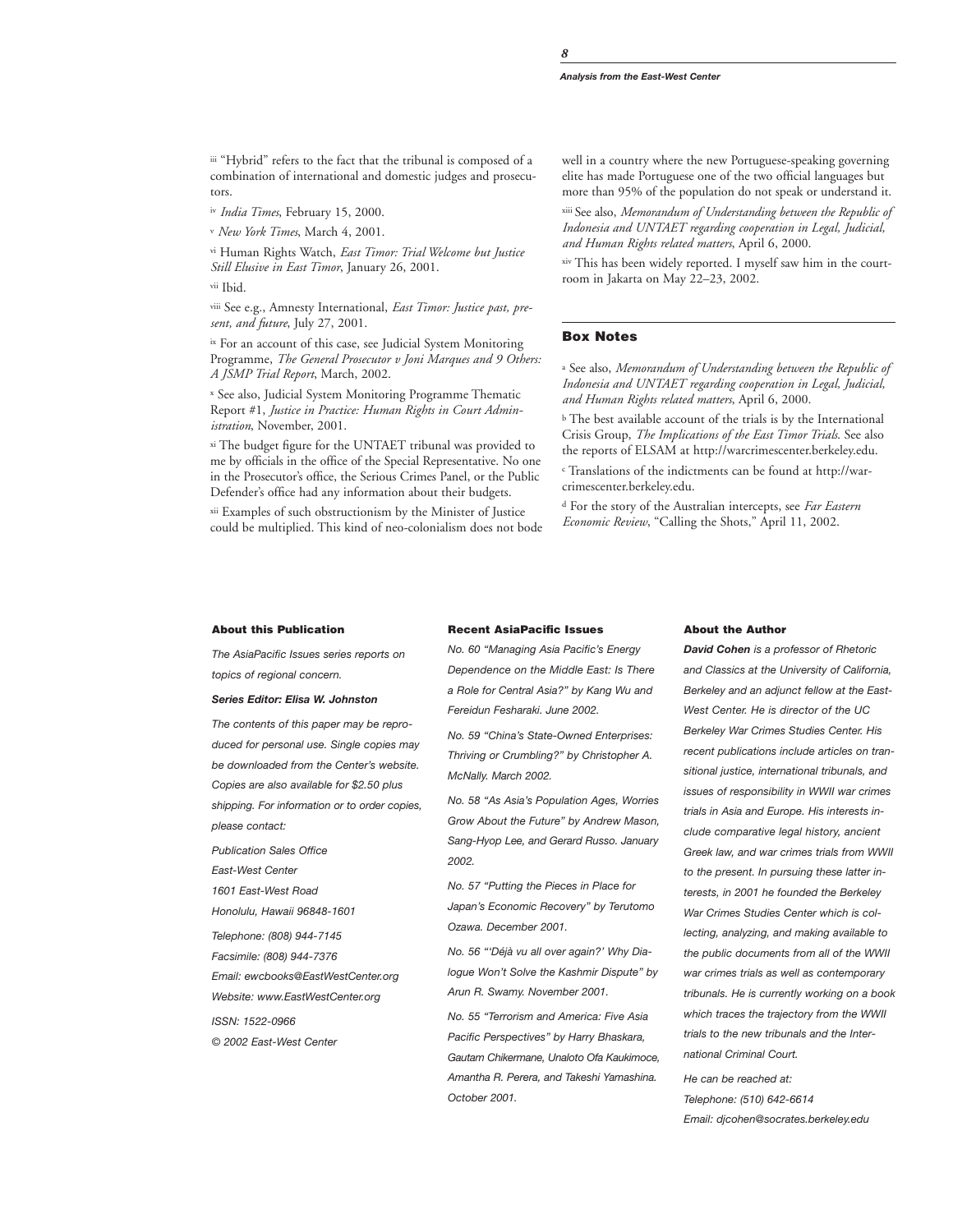[iii] "Hybrid" refers to the fact that the tribunal is composed of a combination of international and domestic judges and prosecutors.

[iv] *India Times*, February 15, 2000.

[v] *New York Times*, March 4, 2001.

[vi] Human Rights Watch, *East Timor: Trial Welcome but Justice Still Elusive in East Timor*, January 26, 2001.

[vii] Ibid.

[viii] See e.g., Amnesty International, *East Timor: Justice past, present, and future*, July 27, 2001.

[ix] For an account of this case, see Judicial System Monitoring Programme, *The General Prosecutor v Joni Marques and 9 Others: A JSMP Trial Report*, March, 2002.

[x] See also, Judicial System Monitoring Programme Thematic Report #1, *Justice in Practice: Human Rights in Court Administration*, November, 2001.

[xi] The budget figure for the UNTAET tribunal was provided to me by officials in the office of the Special Representative. No one in the Prosecutor's office, the Serious Crimes Panel, or the Public Defender's office had any information about their budgets.

[xii] Examples of such obstructionism by the Minister of Justice could be multiplied. This kind of neo-colonialism does not bode well in a country where the new Portuguese-speaking governing elite has made Portuguese one of the two official languages but more than 95% of the population do not speak or understand it.

[xiii] See also, *Memorandum of Understanding between the Republic of Indonesia and UNTAET regarding cooperation in Legal, Judicial, and Human Rights related matters*, April 6, 2000.

[xiv] This has been widely reported. I myself saw him in the courtroom in Jakarta on May 22–23, 2002.

## Box Notes

[a] See also, *Memorandum of Understanding between the Republic of Indonesia and UNTAET regarding cooperation in Legal, Judicial, and Human Rights related matters*, April 6, 2000.

[b] The best available account of the trials is by the International Crisis Group, *The Implications of the East Timor Trials*. See also the reports of ELSAM at http://warcrimescenter.berkeley.edu.

[c] Translations of the indictments can be found at http://warcrimescenter.berkeley.edu.

[d] For the story of the Australian intercepts, see *Far Eastern Economic Review*, "Calling the Shots," April 11, 2002.

### About this Publication

*The AsiaPacific Issues series reports on topics of regional concern.*

***Series Editor: Elisa W. Johnston***

*The contents of this paper may be reproduced for personal use. Single copies may be downloaded from the Center's website. Copies are also available for $2.50 plus shipping. For information or to order copies, please contact:*

*Publication Sales Office*
*East-West Center*
*1601 East-West Road*
*Honolulu, Hawaii 96848-1601*

*Telephone: (808) 944-7145*
*Facsimile: (808) 944-7376*
*Email: ewcbooks@EastWestCenter.org*
*Website: www.EastWestCenter.org*

*ISSN: 1522-0966*

*© 2002 East-West Center*

### Recent AsiaPacific Issues

*No. 60 "Managing Asia Pacific's Energy Dependence on the Middle East: Is There a Role for Central Asia?" by Kang Wu and Fereidun Fesharaki. June 2002.*

*No. 59 "China's State-Owned Enterprises: Thriving or Crumbling?" by Christopher A. McNally. March 2002.*

*No. 58 "As Asia's Population Ages, Worries Grow About the Future" by Andrew Mason, Sang-Hyop Lee, and Gerard Russo. January 2002.*

*No. 57 "Putting the Pieces in Place for Japan's Economic Recovery" by Terutomo Ozawa. December 2001.*

*No. 56 "'Déjà vu all over again?' Why Dialogue Won't Solve the Kashmir Dispute" by Arun R. Swamy. November 2001.*

*No. 55 "Terrorism and America: Five Asia Pacific Perspectives" by Harry Bhaskara, Gautam Chikermane, Unaloto Ofa Kaukimoce, Amantha R. Perera, and Takeshi Yamashina. October 2001.*

### About the Author

***David Cohen** is a professor of Rhetoric and Classics at the University of California, Berkeley and an adjunct fellow at the East-West Center. He is director of the UC Berkeley War Crimes Studies Center. His recent publications include articles on transitional justice, international tribunals, and issues of responsibility in WWII war crimes trials in Asia and Europe. His interests include comparative legal history, ancient Greek law, and war crimes trials from WWII to the present. In pursuing these latter interests, in 2001 he founded the Berkeley War Crimes Studies Center which is collecting, analyzing, and making available to the public documents from all of the WWII war crimes trials as well as contemporary tribunals. He is currently working on a book which traces the trajectory from the WWII trials to the new tribunals and the International Criminal Court.*

*He can be reached at:*
*Telephone: (510) 642-6614*
*Email: djcohen@socrates.berkeley.edu*